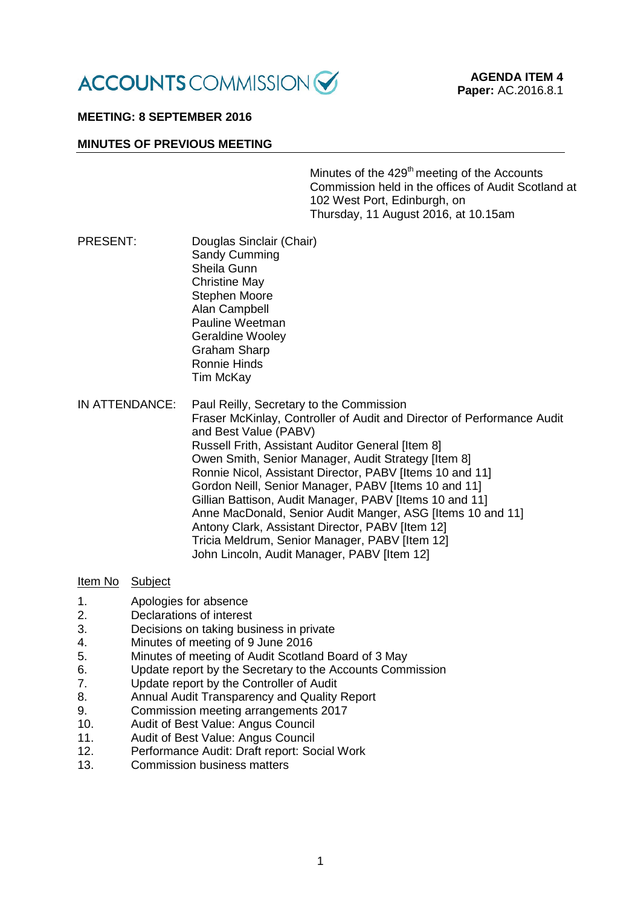ACCOUNTS COMMISSION

**AGENDA ITEM 4**
**Paper:** AC.2016.8.1

**MEETING: 8 SEPTEMBER 2016**

**MINUTES OF PREVIOUS MEETING**

Minutes of the 429th meeting of the Accounts Commission held in the offices of Audit Scotland at 102 West Port, Edinburgh, on Thursday, 11 August 2016, at 10.15am

PRESENT:
Douglas Sinclair (Chair)
Sandy Cumming
Sheila Gunn
Christine May
Stephen Moore
Alan Campbell
Pauline Weetman
Geraldine Wooley
Graham Sharp
Ronnie Hinds
Tim McKay

IN ATTENDANCE:
Paul Reilly, Secretary to the Commission
Fraser McKinlay, Controller of Audit and Director of Performance Audit and Best Value (PABV)
Russell Frith, Assistant Auditor General [Item 8]
Owen Smith, Senior Manager, Audit Strategy [Item 8]
Ronnie Nicol, Assistant Director, PABV [Items 10 and 11]
Gordon Neill, Senior Manager, PABV [Items 10 and 11]
Gillian Battison, Audit Manager, PABV [Items 10 and 11]
Anne MacDonald, Senior Audit Manger, ASG [Items 10 and 11]
Antony Clark, Assistant Director, PABV [Item 12]
Tricia Meldrum, Senior Manager, PABV [Item 12]
John Lincoln, Audit Manager, PABV [Item 12]

| Item No | Subject |
|---|---|
| 1. | Apologies for absence |
| 2. | Declarations of interest |
| 3. | Decisions on taking business in private |
| 4. | Minutes of meeting of 9 June 2016 |
| 5. | Minutes of meeting of Audit Scotland Board of 3 May |
| 6. | Update report by the Secretary to the Accounts Commission |
| 7. | Update report by the Controller of Audit |
| 8. | Annual Audit Transparency and Quality Report |
| 9. | Commission meeting arrangements 2017 |
| 10. | Audit of Best Value: Angus Council |
| 11. | Audit of Best Value: Angus Council |
| 12. | Performance Audit: Draft report: Social Work |
| 13. | Commission business matters |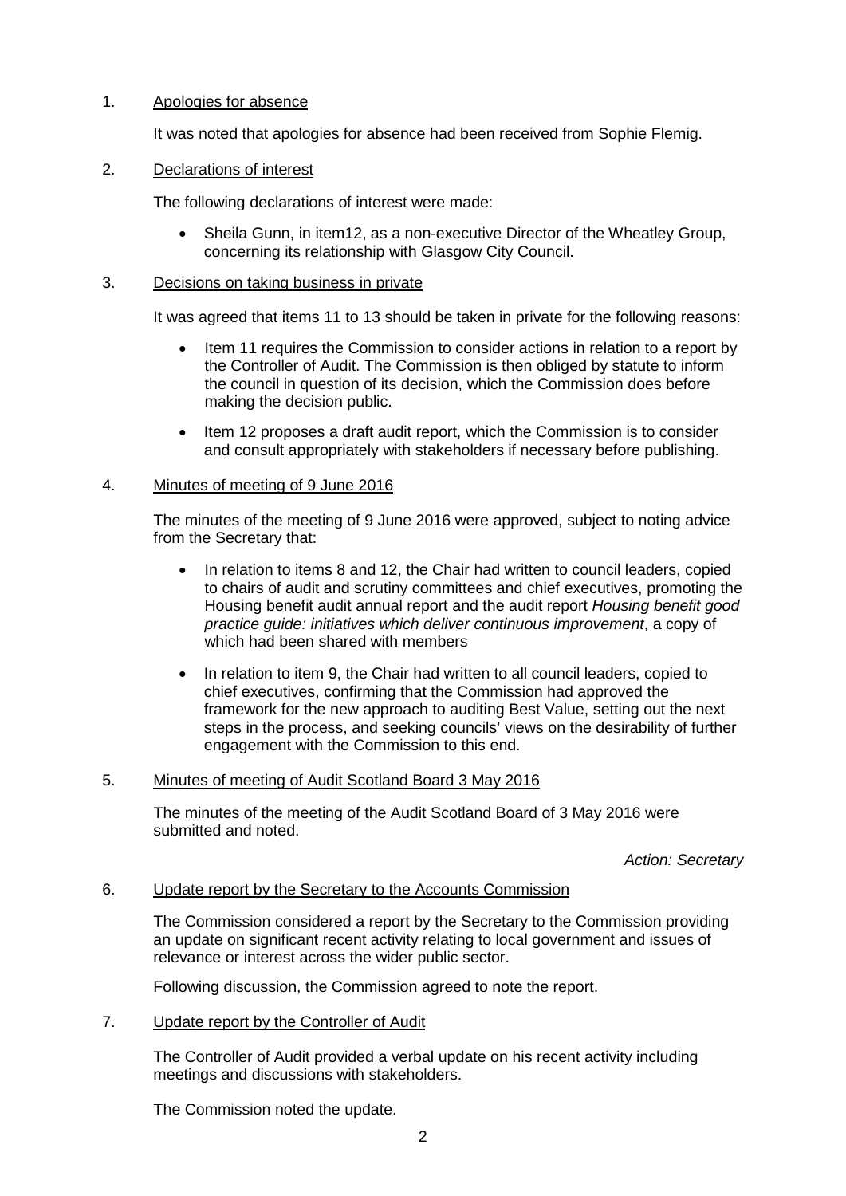1. <u>Apologies for absence</u>

   It was noted that apologies for absence had been received from Sophie Flemig.

2. <u>Declarations of interest</u>

   The following declarations of interest were made:

   - Sheila Gunn, in item12, as a non-executive Director of the Wheatley Group, concerning its relationship with Glasgow City Council.

3. <u>Decisions on taking business in private</u>

   It was agreed that items 11 to 13 should be taken in private for the following reasons:

   - Item 11 requires the Commission to consider actions in relation to a report by the Controller of Audit. The Commission is then obliged by statute to inform the council in question of its decision, which the Commission does before making the decision public.
   - Item 12 proposes a draft audit report, which the Commission is to consider and consult appropriately with stakeholders if necessary before publishing.

4. <u>Minutes of meeting of 9 June 2016</u>

   The minutes of the meeting of 9 June 2016 were approved, subject to noting advice from the Secretary that:

   - In relation to items 8 and 12, the Chair had written to council leaders, copied to chairs of audit and scrutiny committees and chief executives, promoting the Housing benefit audit annual report and the audit report *Housing benefit good practice guide: initiatives which deliver continuous improvement*, a copy of which had been shared with members
   - In relation to item 9, the Chair had written to all council leaders, copied to chief executives, confirming that the Commission had approved the framework for the new approach to auditing Best Value, setting out the next steps in the process, and seeking councils' views on the desirability of further engagement with the Commission to this end.

5. <u>Minutes of meeting of Audit Scotland Board 3 May 2016</u>

   The minutes of the meeting of the Audit Scotland Board of 3 May 2016 were submitted and noted.

   *Action: Secretary*

6. <u>Update report by the Secretary to the Accounts Commission</u>

   The Commission considered a report by the Secretary to the Commission providing an update on significant recent activity relating to local government and issues of relevance or interest across the wider public sector.

   Following discussion, the Commission agreed to note the report.

7. <u>Update report by the Controller of Audit</u>

   The Controller of Audit provided a verbal update on his recent activity including meetings and discussions with stakeholders.

   The Commission noted the update.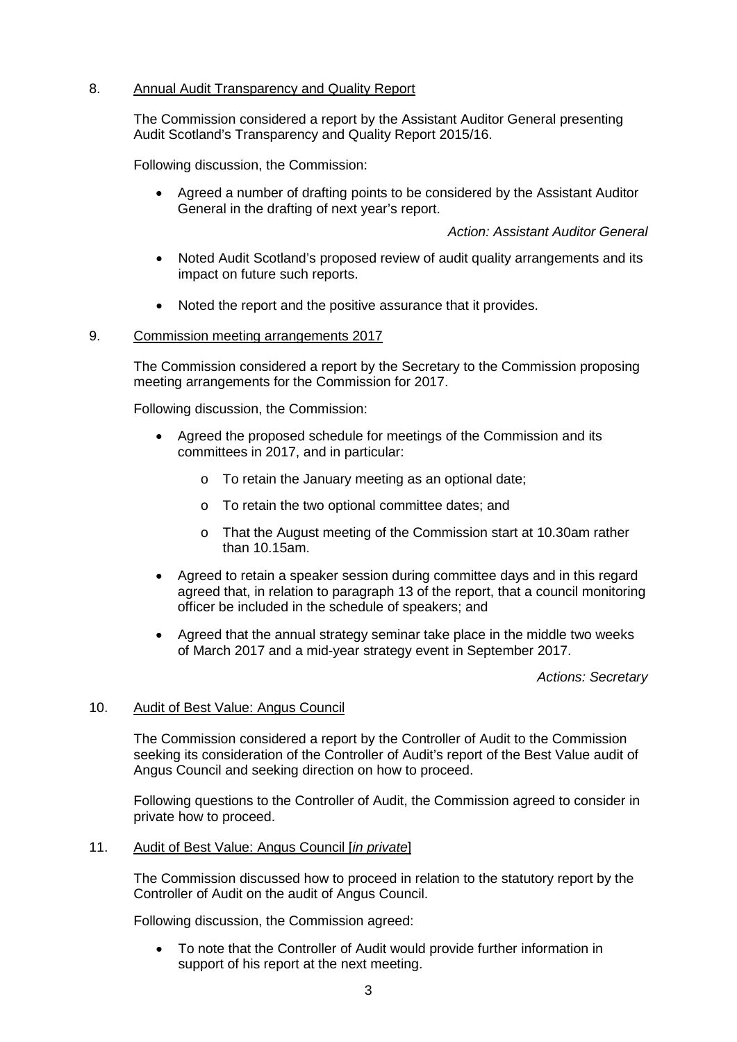8. <u>Annual Audit Transparency and Quality Report</u>

The Commission considered a report by the Assistant Auditor General presenting Audit Scotland's Transparency and Quality Report 2015/16.

Following discussion, the Commission:

- Agreed a number of drafting points to be considered by the Assistant Auditor General in the drafting of next year's report.

*Action: Assistant Auditor General*

- Noted Audit Scotland's proposed review of audit quality arrangements and its impact on future such reports.
- Noted the report and the positive assurance that it provides.

9. <u>Commission meeting arrangements 2017</u>

The Commission considered a report by the Secretary to the Commission proposing meeting arrangements for the Commission for 2017.

Following discussion, the Commission:

- Agreed the proposed schedule for meetings of the Commission and its committees in 2017, and in particular:
    - To retain the January meeting as an optional date;
    - To retain the two optional committee dates; and
    - That the August meeting of the Commission start at 10.30am rather than 10.15am.
- Agreed to retain a speaker session during committee days and in this regard agreed that, in relation to paragraph 13 of the report, that a council monitoring officer be included in the schedule of speakers; and
- Agreed that the annual strategy seminar take place in the middle two weeks of March 2017 and a mid-year strategy event in September 2017.

*Actions: Secretary*

10. <u>Audit of Best Value: Angus Council</u>

The Commission considered a report by the Controller of Audit to the Commission seeking its consideration of the Controller of Audit's report of the Best Value audit of Angus Council and seeking direction on how to proceed.

Following questions to the Controller of Audit, the Commission agreed to consider in private how to proceed.

11. <u>Audit of Best Value: Angus Council [*in private*]</u>

The Commission discussed how to proceed in relation to the statutory report by the Controller of Audit on the audit of Angus Council.

Following discussion, the Commission agreed:

- To note that the Controller of Audit would provide further information in support of his report at the next meeting.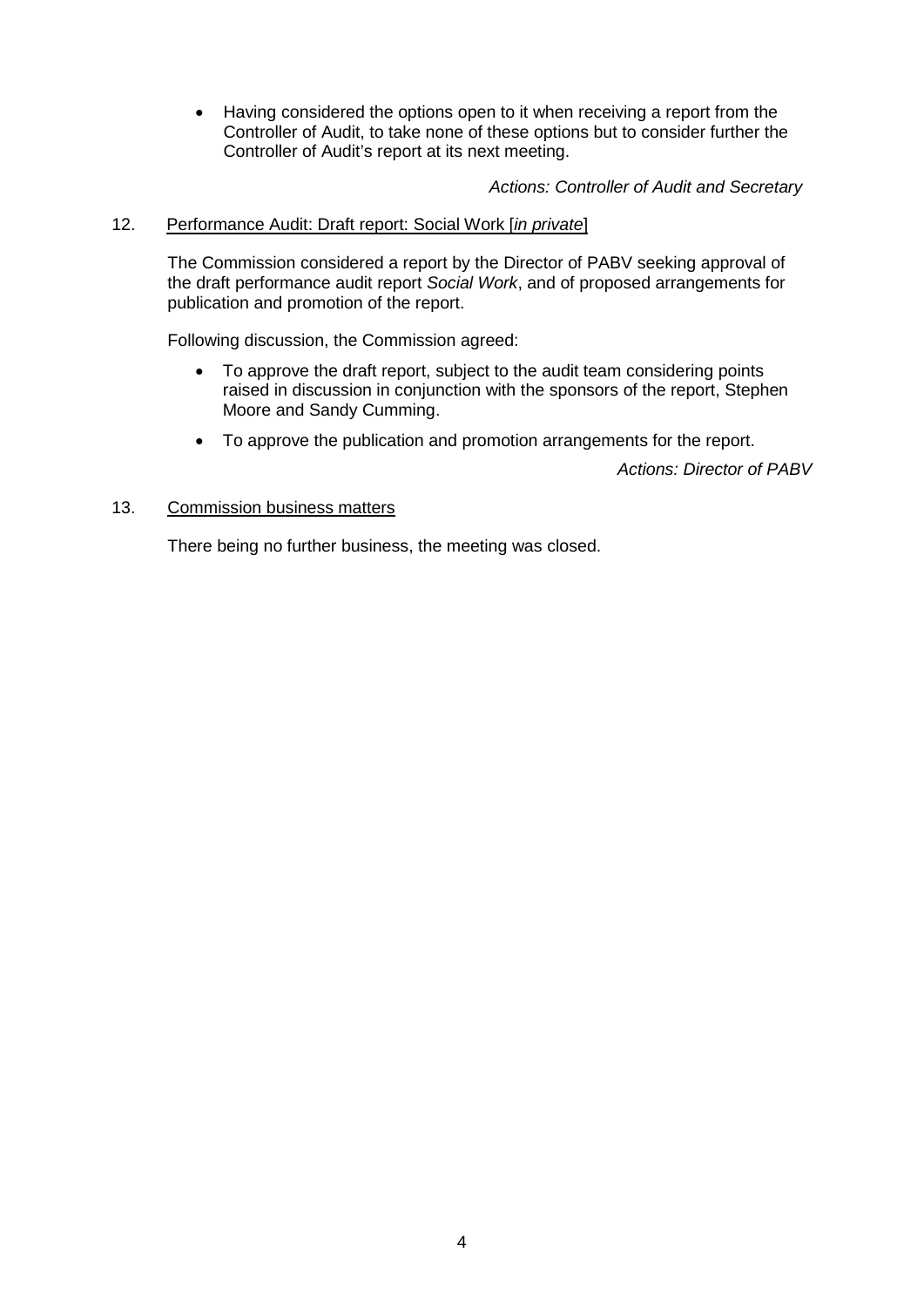- Having considered the options open to it when receiving a report from the Controller of Audit, to take none of these options but to consider further the Controller of Audit's report at its next meeting.

*Actions: Controller of Audit and Secretary*

12. <u>Performance Audit: Draft report: Social Work [*in private*]</u>

The Commission considered a report by the Director of PABV seeking approval of the draft performance audit report *Social Work*, and of proposed arrangements for publication and promotion of the report.

Following discussion, the Commission agreed:

- To approve the draft report, subject to the audit team considering points raised in discussion in conjunction with the sponsors of the report, Stephen Moore and Sandy Cumming.
- To approve the publication and promotion arrangements for the report.

*Actions: Director of PABV*

13. <u>Commission business matters</u>

There being no further business, the meeting was closed.